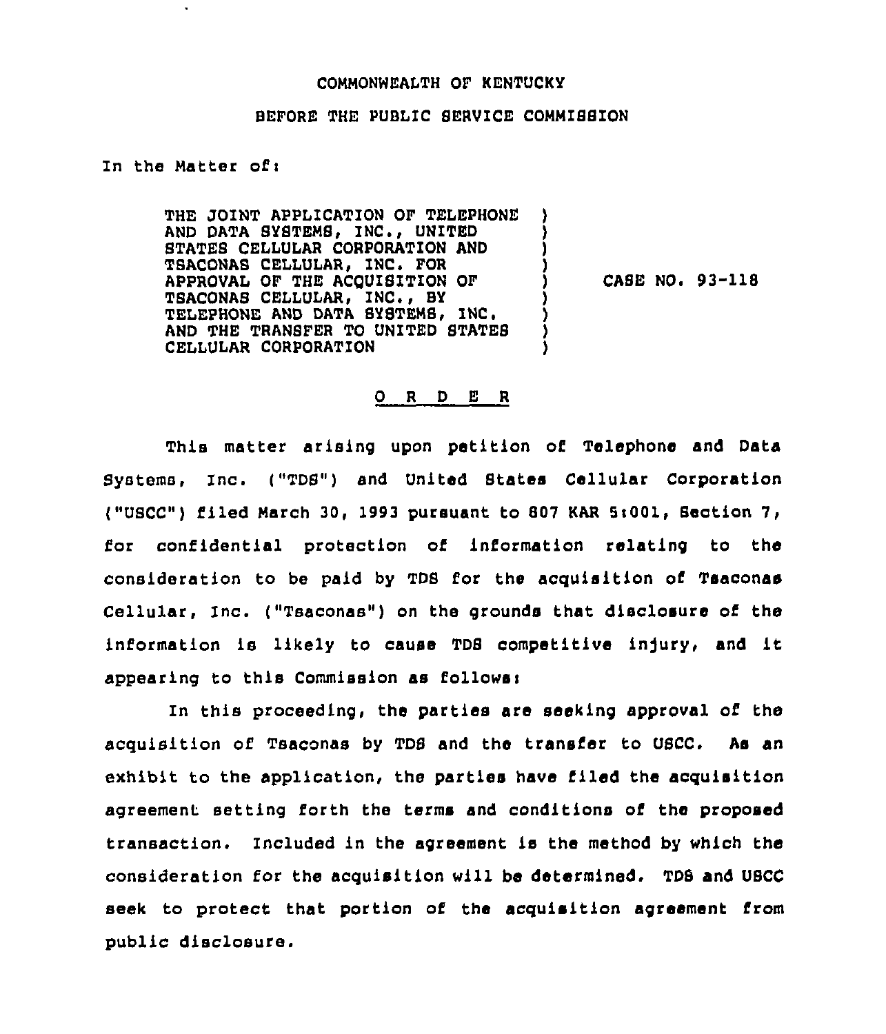COMMONWEALTH OF KENTUCKY

BEFORE THE PUBLIC SERVICE COMMISSION

In the Matter of:

THE JOINT APPLICATION OF TELEPHONE AND DATA SYSTEMS, INC., UNITED STATES CELLULAR CORPORATION AND TSACONAS CELLULAR, INC. FOR APPROVAL OF THE ACQUISITION OF TSACONAS CELLULAR, INC., BY TELEPHONE AND DATA SYSTEMS, INC. AND THE TRANSFER TO UNITED STATES CELLULAR CORPORATION ) CASE NO. 93-118

O R D E R

This matter arising upon petition of Telephone and Data Systems, Inc. ("TDS") and United States Cellular Corporation ("USCC") filed March 30, 1993 pursuant to 807 KAR 5:001, Section 7, for confidential protection of information relating to the consideration to be paid by TDS for the acquisition of Tsaconas Cellular, Inc. ("Tsaconas") on the grounds that disclosure of the information is likely to cause TDS competitive injury, and it appearing to this Commission as follows:

In this proceeding, the parties are seeking approval of the acquisition of Tsaconas by TDS and the transfer to USCC. As an exhibit to the application, the parties have filed the acquisition agreement setting forth the terms and conditions of the proposed transaction. Included in the agreement is the method by which the consideration for the acquisition will be determined. TDS and USCC seek to protect that portion of the acquisition agreement from public disclosure.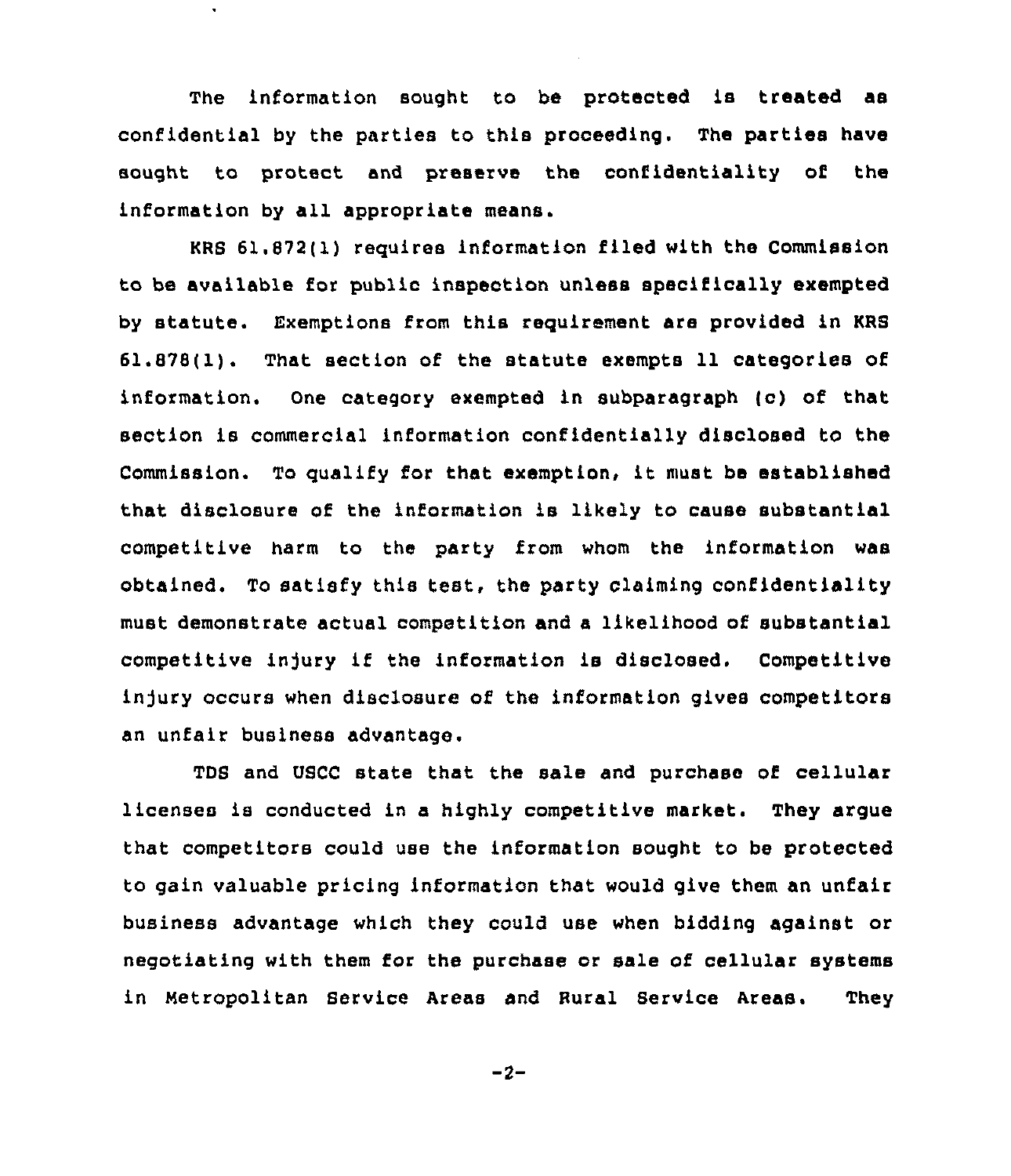The information sought to be protected is treated as confidential by the parties to this proceeding. The parties have sought to protect and preserve the confidentiality of the information by all appropriate means.

KRS 61.872(1) requires information filed with the Commission to be available for public inspection unless specifically exempted by statute. Exemptions from this requirement are provided in KRS 61.878(1). That section of the statute exempts 11 categories of information. One category exempted in subparagraph (c) of that section is commercial information confidentially disclosed to the Commission. To qualify for that exemption, it must be established that disclosure of the information is likely to cause substantial competitive harm to the party from whom the information was obtained. To satisfy this test, the party claiming confidentiality must demonstrate actual competition and a likelihood of substantial competitive injury if the information is disclosed. Competitive injury occurs when disclosure of the information gives competitors an unfair business advantage.

TDS and USCC state that the sale and purchase of cellular licenses is conducted in a highly competitive market. They argue that competitors could use the information sought to be protected to gain valuable pricing information that would give them an unfair business advantage which they could use when bidding against or negotiating with them for the purchase or sale of cellular systems in Metropolitan Service Areas and Rural Service Areas. They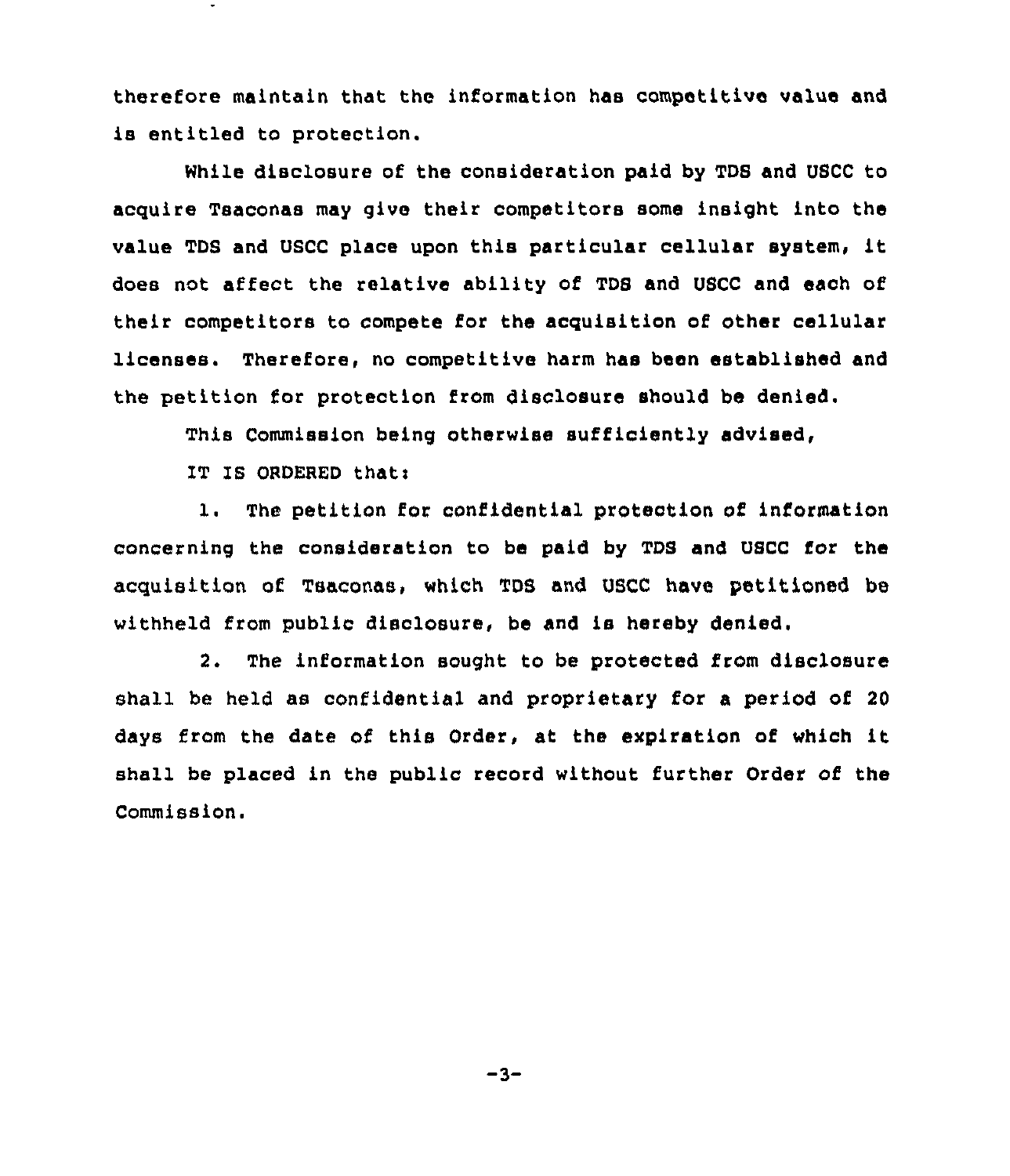therefore maintain that the information has competitive value and is entitled to protection.

While disclosure of the consideration paid by TDS and USCC to acquire Tsaconas may give their competitors some insight into the value TDS and USCC place upon this particular cellular system, it does not affect the relative ability of TDS and USCC and each of their competitors to compete for the acquisition of other cellular licenses. Therefore, no competitive harm has been established and the petition for protection from disclosure should be denied.

This Commission being otherwise sufficiently advised,

IT IS ORDERED that:

1. The petition for confidential protection of information concerning the consideration to be paid by TDS and USCC for the acquisition of Tsaconas, which TDS and USCC have petitioned be withheld from public disclosure, be and is hereby denied.

2. The information sought to be protected from disclosure shall be held as confidential and proprietary for a period of 20 days from the date of this Order, at the expiration of which it shall be placed in the public record without further Order of the Commission.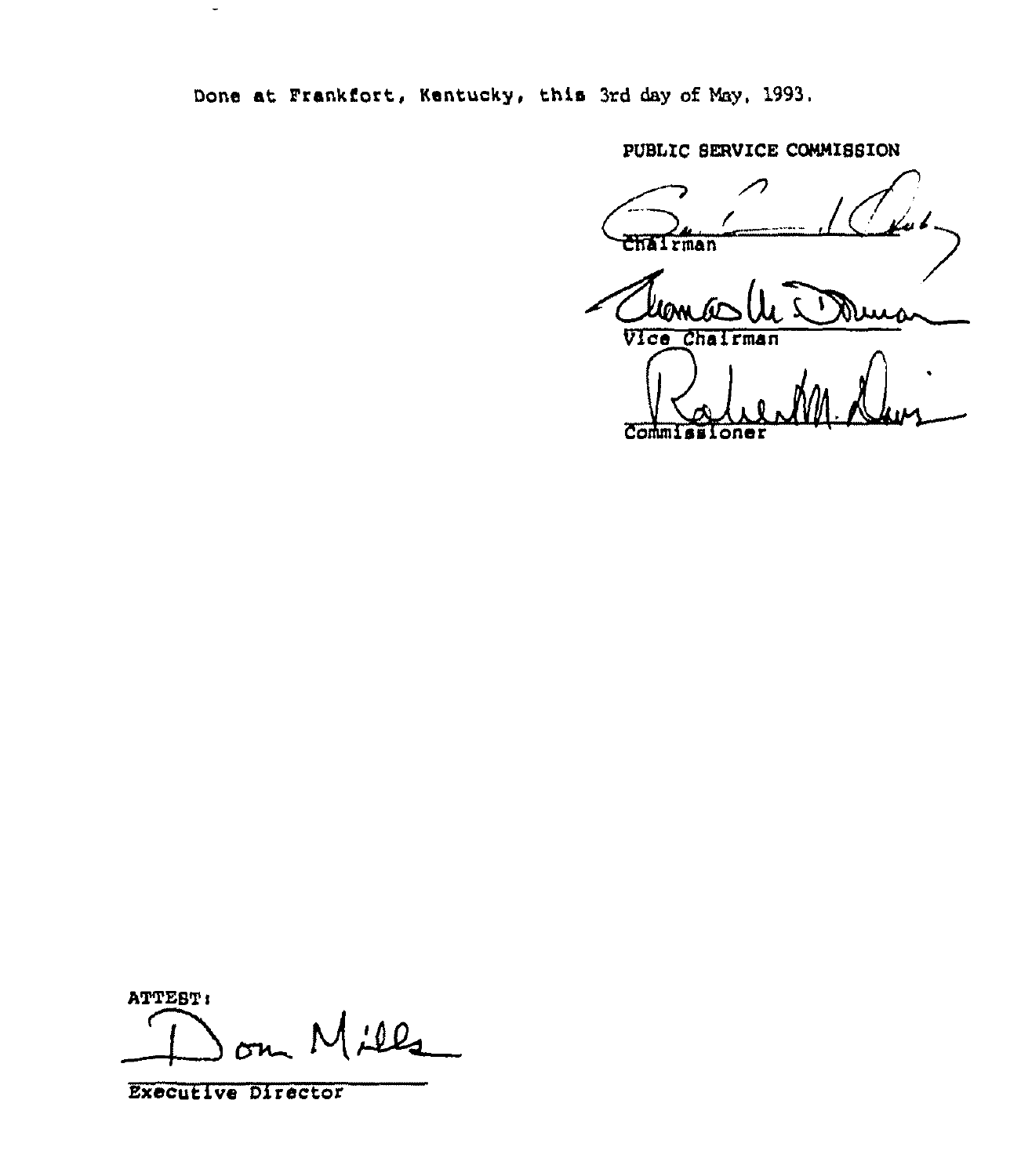Done at Frankfort, Kentucky, this 3rd day of May, 1993.

PUBLIC SERVICE COMMISSION

Chairman

Vice Chairman

Commissioner

ATTEST:

Don Mills

Executive Director